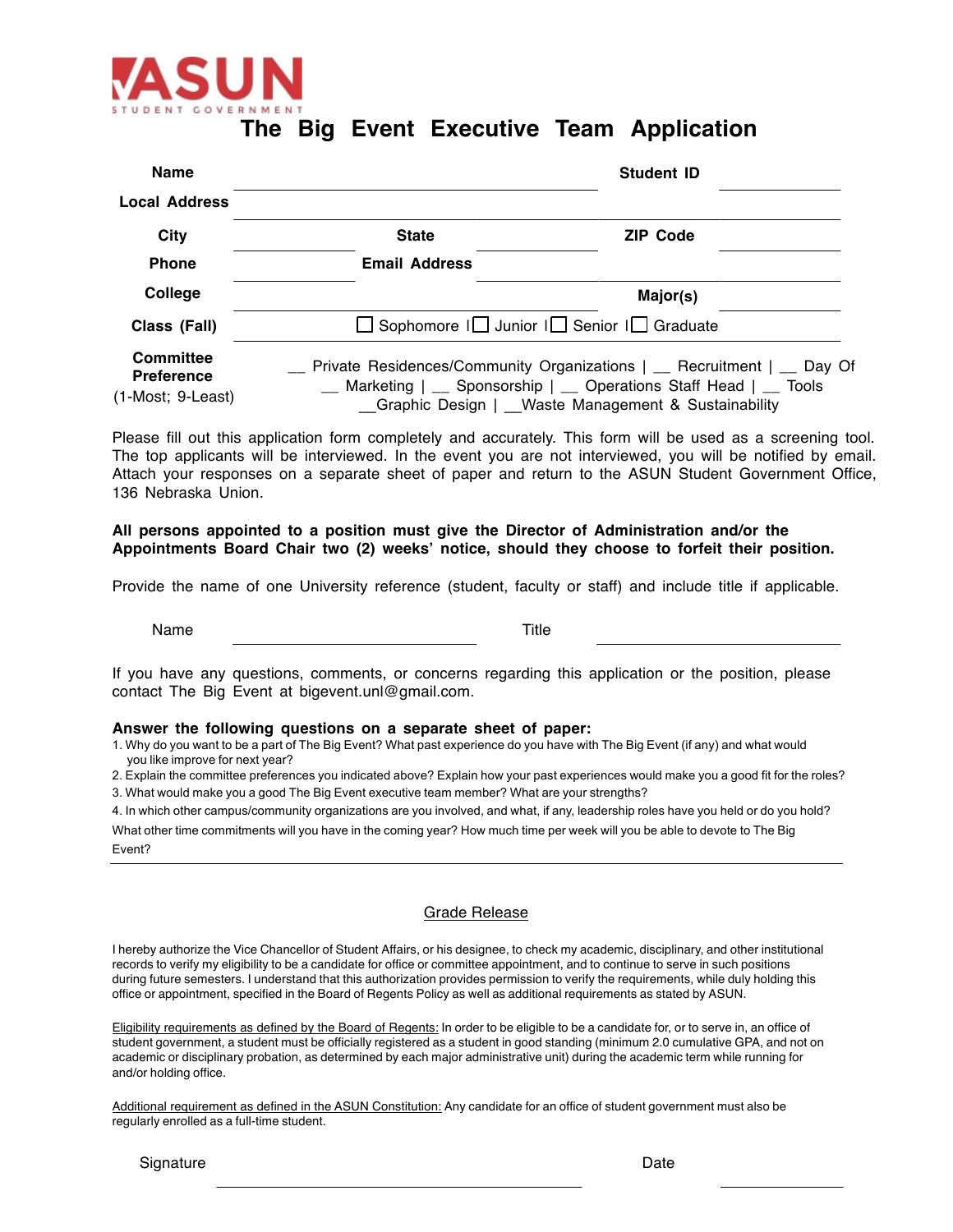ASUN STUDENT GOVERNMENT

# The Big Event Executive Team Application

| | | | |
|---|---|---|---|
| **Name** | | **Student ID** | |
| **Local Address** | | | |
| **City** | | **State** | | 
| **ZIP Code** | | | |
| **Phone** | | **Email Address** | |
| **College** | | **Major(s)** | |
| **Class (Fall)** | ☐ Sophomore \| ☐ Junior \| ☐ Senior \| ☐ Graduate | | |
| **Committee Preference** (1-Most; 9-Least) | __ Private Residences/Community Organizations \| __ Recruitment \| __ Day Of \| __ Marketing \| __ Sponsorship \| __ Operations Staff Head \| __ Tools \| __Graphic Design \| __Waste Management & Sustainability | | |

Please fill out this application form completely and accurately. This form will be used as a screening tool. The top applicants will be interviewed. In the event you are not interviewed, you will be notified by email. Attach your responses on a separate sheet of paper and return to the ASUN Student Government Office, 136 Nebraska Union.

**All persons appointed to a position must give the Director of Administration and/or the Appointments Board Chair two (2) weeks' notice, should they choose to forfeit their position.**

Provide the name of one University reference (student, faculty or staff) and include title if applicable.

Name ______________________ Title ______________________

If you have any questions, comments, or concerns regarding this application or the position, please contact The Big Event at bigevent.unl@gmail.com.

**Answer the following questions on a separate sheet of paper:**

1. Why do you want to be a part of The Big Event? What past experience do you have with The Big Event (if any) and what would you like improve for next year?
2. Explain the committee preferences you indicated above? Explain how your past experiences would make you a good fit for the roles?
3. What would make you a good The Big Event executive team member? What are your strengths?
4. In which other campus/community organizations are you involved, and what, if any, leadership roles have you held or do you hold?

What other time commitments will you have in the coming year? How much time per week will you be able to devote to The Big Event?

## Grade Release

I hereby authorize the Vice Chancellor of Student Affairs, or his designee, to check my academic, disciplinary, and other institutional records to verify my eligibility to be a candidate for office or committee appointment, and to continue to serve in such positions during future semesters. I understand that this authorization provides permission to verify the requirements, while duly holding this office or appointment, specified in the Board of Regents Policy as well as additional requirements as stated by ASUN.

Eligibility requirements as defined by the Board of Regents: In order to be eligible to be a candidate for, or to serve in, an office of student government, a student must be officially registered as a student in good standing (minimum 2.0 cumulative GPA, and not on academic or disciplinary probation, as determined by each major administrative unit) during the academic term while running for and/or holding office.

Additional requirement as defined in the ASUN Constitution: Any candidate for an office of student government must also be regularly enrolled as a full-time student.

Signature ______________________ Date ______________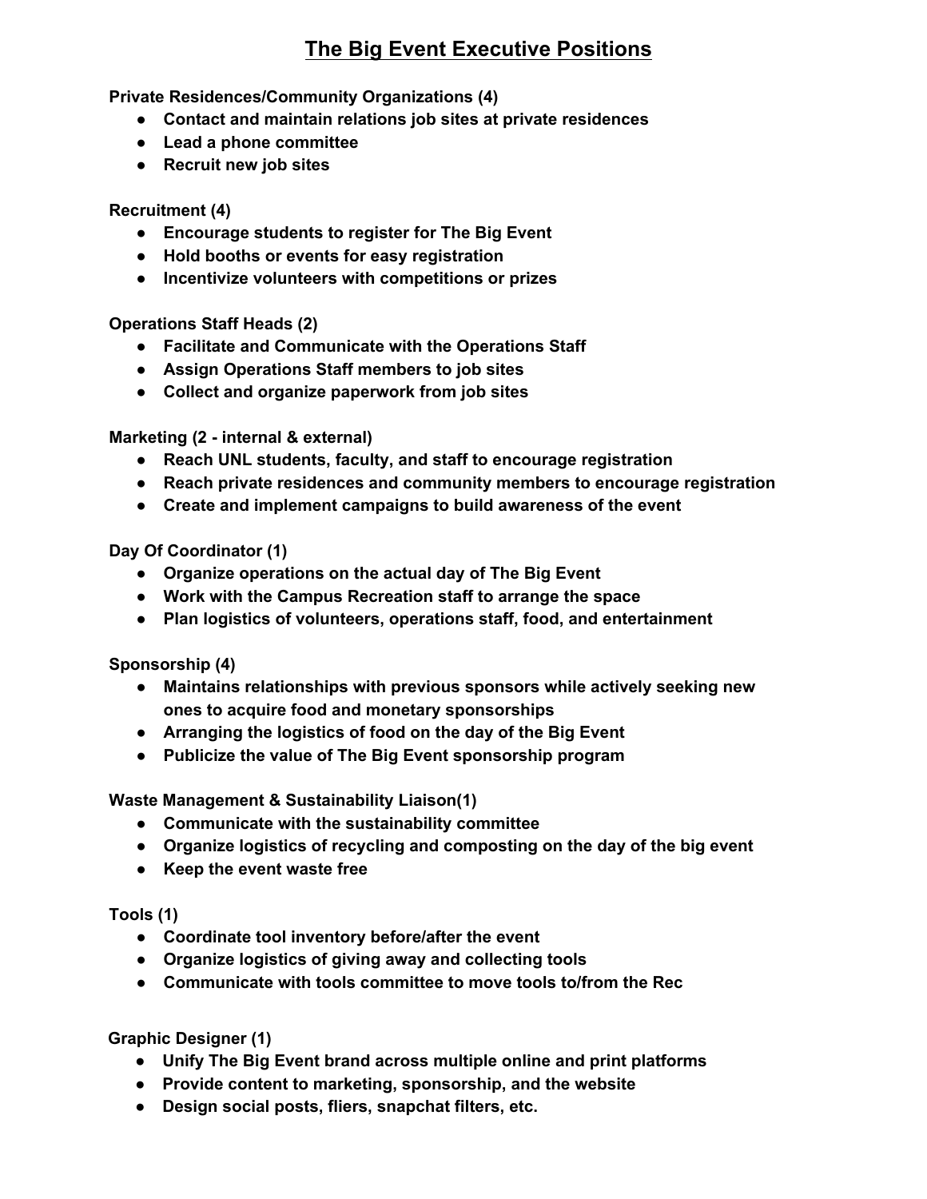# The Big Event Executive Positions

**Private Residences/Community Organizations (4)**

- **Contact and maintain relations job sites at private residences**
- **Lead a phone committee**
- **Recruit new job sites**

**Recruitment (4)**

- **Encourage students to register for The Big Event**
- **Hold booths or events for easy registration**
- **Incentivize volunteers with competitions or prizes**

**Operations Staff Heads (2)**

- **Facilitate and Communicate with the Operations Staff**
- **Assign Operations Staff members to job sites**
- **Collect and organize paperwork from job sites**

**Marketing (2 - internal & external)**

- **Reach UNL students, faculty, and staff to encourage registration**
- **Reach private residences and community members to encourage registration**
- **Create and implement campaigns to build awareness of the event**

**Day Of Coordinator (1)**

- **Organize operations on the actual day of The Big Event**
- **Work with the Campus Recreation staff to arrange the space**
- **Plan logistics of volunteers, operations staff, food, and entertainment**

**Sponsorship (4)**

- **Maintains relationships with previous sponsors while actively seeking new ones to acquire food and monetary sponsorships**
- **Arranging the logistics of food on the day of the Big Event**
- **Publicize the value of The Big Event sponsorship program**

**Waste Management & Sustainability Liaison(1)**

- **Communicate with the sustainability committee**
- **Organize logistics of recycling and composting on the day of the big event**
- **Keep the event waste free**

**Tools (1)**

- **Coordinate tool inventory before/after the event**
- **Organize logistics of giving away and collecting tools**
- **Communicate with tools committee to move tools to/from the Rec**

**Graphic Designer (1)**

- **Unify The Big Event brand across multiple online and print platforms**
- **Provide content to marketing, sponsorship, and the website**
- **Design social posts, fliers, snapchat filters, etc.**